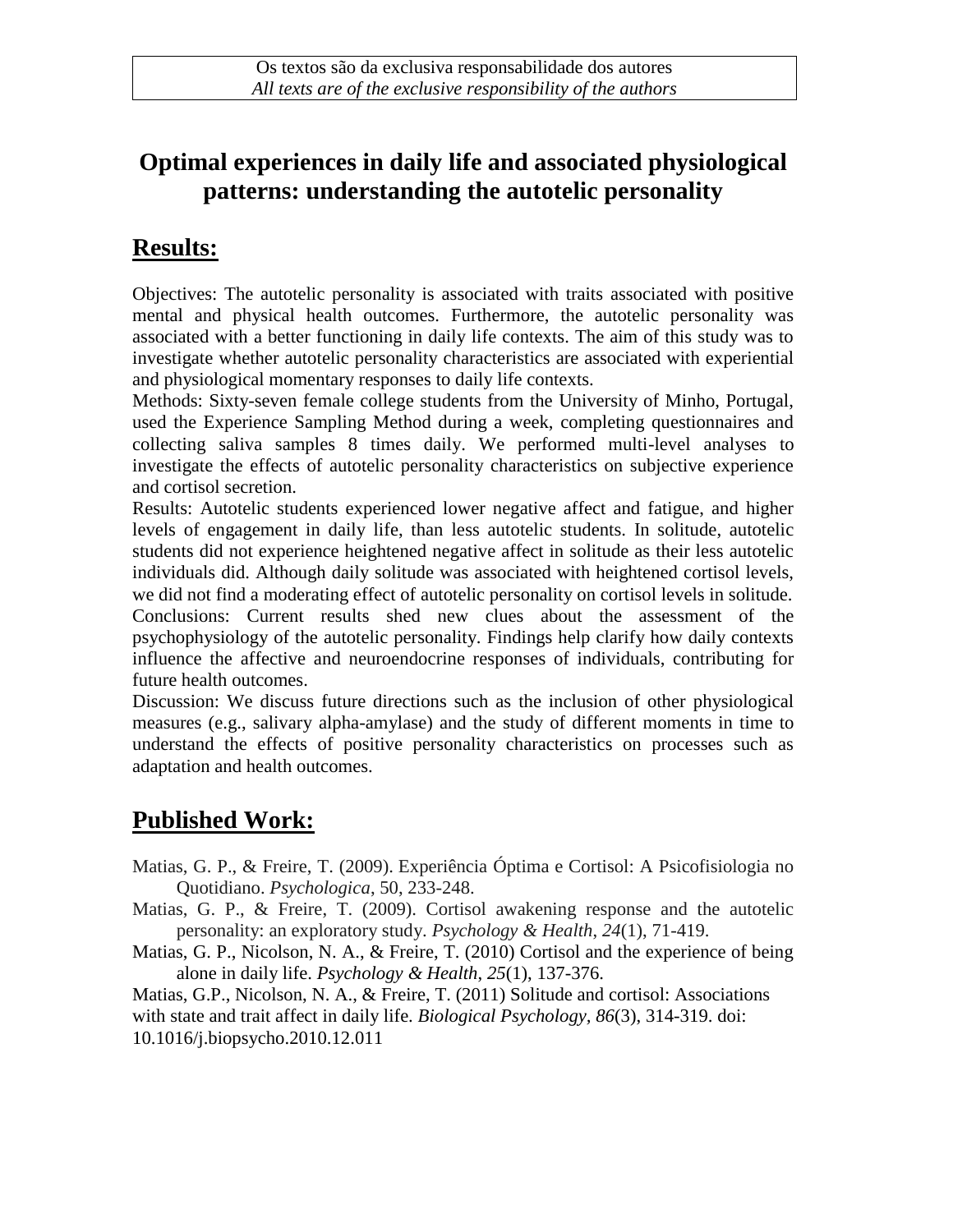Os textos são da exclusiva responsabilidade dos autores
*All texts are of the exclusive responsibility of the authors*

# Optimal experiences in daily life and associated physiological patterns: understanding the autotelic personality

## Results:

Objectives: The autotelic personality is associated with traits associated with positive mental and physical health outcomes. Furthermore, the autotelic personality was associated with a better functioning in daily life contexts. The aim of this study was to investigate whether autotelic personality characteristics are associated with experiential and physiological momentary responses to daily life contexts.
Methods: Sixty-seven female college students from the University of Minho, Portugal, used the Experience Sampling Method during a week, completing questionnaires and collecting saliva samples 8 times daily. We performed multi-level analyses to investigate the effects of autotelic personality characteristics on subjective experience and cortisol secretion.
Results: Autotelic students experienced lower negative affect and fatigue, and higher levels of engagement in daily life, than less autotelic students. In solitude, autotelic students did not experience heightened negative affect in solitude as their less autotelic individuals did. Although daily solitude was associated with heightened cortisol levels, we did not find a moderating effect of autotelic personality on cortisol levels in solitude.
Conclusions: Current results shed new clues about the assessment of the psychophysiology of the autotelic personality. Findings help clarify how daily contexts influence the affective and neuroendocrine responses of individuals, contributing for future health outcomes.
Discussion: We discuss future directions such as the inclusion of other physiological measures (e.g., salivary alpha-amylase) and the study of different moments in time to understand the effects of positive personality characteristics on processes such as adaptation and health outcomes.

## Published Work:

Matias, G. P., & Freire, T. (2009). Experiência Óptima e Cortisol: A Psicofisiologia no Quotidiano. *Psychologica*, 50, 233-248.

Matias, G. P., & Freire, T. (2009). Cortisol awakening response and the autotelic personality: an exploratory study. *Psychology & Health*, *24*(1), 71-419.

Matias, G. P., Nicolson, N. A., & Freire, T. (2010) Cortisol and the experience of being alone in daily life. *Psychology & Health*, *25*(1), 137-376.

Matias, G.P., Nicolson, N. A., & Freire, T. (2011) Solitude and cortisol: Associations with state and trait affect in daily life. *Biological Psychology*, *86*(3), 314-319. doi: 10.1016/j.biopsycho.2010.12.011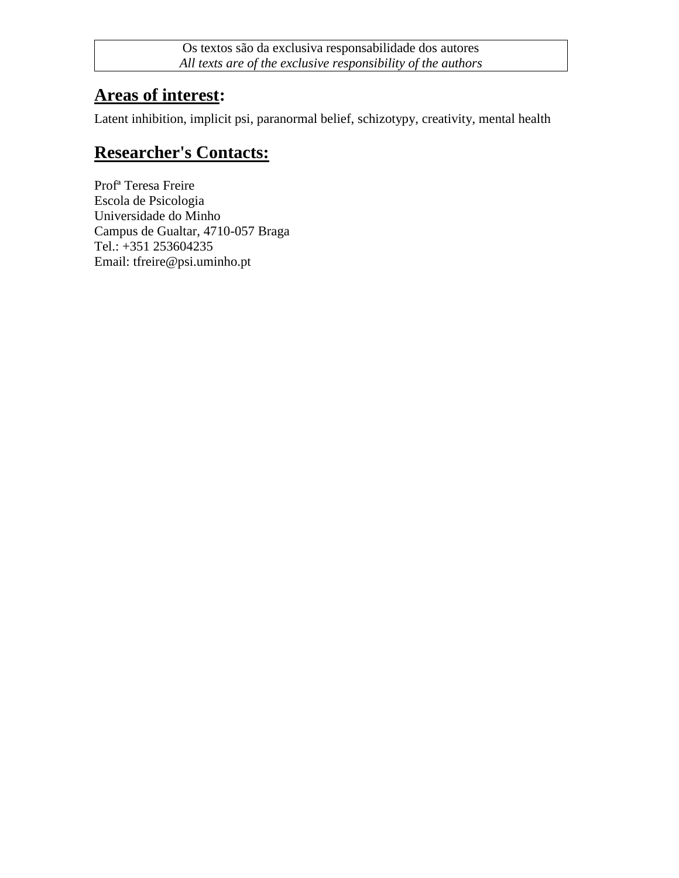Os textos são da exclusiva responsabilidade dos autores
*All texts are of the exclusive responsibility of the authors*

## **Areas of interest:**

Latent inhibition, implicit psi, paranormal belief, schizotypy, creativity, mental health

## **Researcher's Contacts:**

Profª Teresa Freire
Escola de Psicologia
Universidade do Minho
Campus de Gualtar, 4710-057 Braga
Tel.: +351 253604235
Email: tfreire@psi.uminho.pt